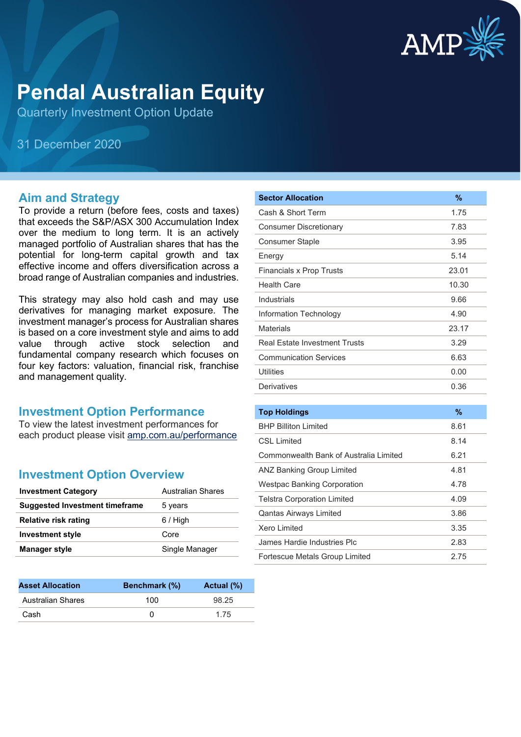# Pendal Australian Equity

Quarterly Investment Option Update

31 December 2020

## Aim and Strategy

To provide a return (before fees, costs and taxes) that exceeds the S&P/ASX 300 Accumulation Index over the medium to long term. It is an actively managed portfolio of Australian shares that has the potential for long-term capital growth and tax effective income and offers diversification across a broad range of Australian companies and industries.

This strategy may also hold cash and may use derivatives for managing market exposure. The investment manager's process for Australian shares is based on a core investment style and aims to add value through active stock selection and fundamental company research which focuses on four key factors: valuation, financial risk, franchise and management quality.

## Investment Option Performance

To view the latest investment performances for each product please visit [amp.com.au/performance](amp.com.au/performance)

## Investment Option Overview

| | |
|---|---|
| **Investment Category** | Australian Shares |
| **Suggested Investment timeframe** | 5 years |
| **Relative risk rating** | 6 / High |
| **Investment style** | Core |
| **Manager style** | Single Manager |

| Asset Allocation | Benchmark (%) | Actual (%) |
|---|---|---|
| Australian Shares | 100 | 98.25 |
| Cash | 0 | 1.75 |

| Sector Allocation | % |
|---|---|
| Cash & Short Term | 1.75 |
| Consumer Discretionary | 7.83 |
| Consumer Staple | 3.95 |
| Energy | 5.14 |
| Financials x Prop Trusts | 23.01 |
| Health Care | 10.30 |
| Industrials | 9.66 |
| Information Technology | 4.90 |
| Materials | 23.17 |
| Real Estate Investment Trusts | 3.29 |
| Communication Services | 6.63 |
| Utilities | 0.00 |
| Derivatives | 0.36 |

| Top Holdings | % |
|---|---|
| BHP Billiton Limited | 8.61 |
| CSL Limited | 8.14 |
| Commonwealth Bank of Australia Limited | 6.21 |
| ANZ Banking Group Limited | 4.81 |
| Westpac Banking Corporation | 4.78 |
| Telstra Corporation Limited | 4.09 |
| Qantas Airways Limited | 3.86 |
| Xero Limited | 3.35 |
| James Hardie Industries Plc | 2.83 |
| Fortescue Metals Group Limited | 2.75 |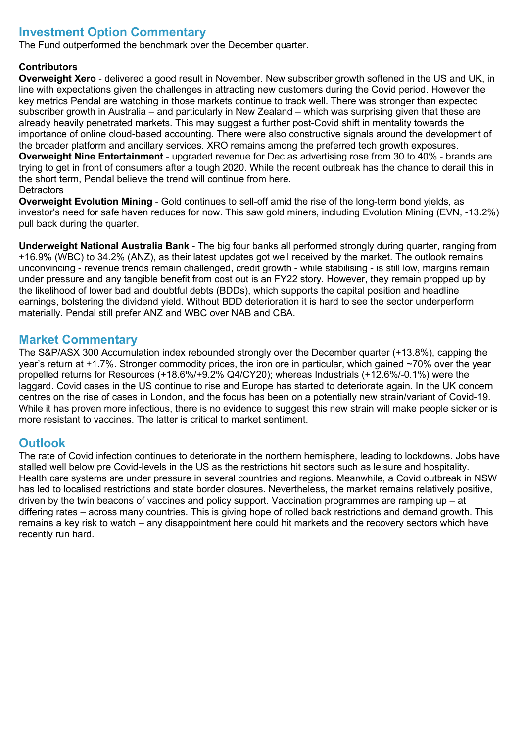## Investment Option Commentary

The Fund outperformed the benchmark over the December quarter.

**Contributors**

**Overweight Xero** - delivered a good result in November. New subscriber growth softened in the US and UK, in line with expectations given the challenges in attracting new customers during the Covid period. However the key metrics Pendal are watching in those markets continue to track well. There was stronger than expected subscriber growth in Australia – and particularly in New Zealand – which was surprising given that these are already heavily penetrated markets. This may suggest a further post-Covid shift in mentality towards the importance of online cloud-based accounting. There were also constructive signals around the development of the broader platform and ancillary services. XRO remains among the preferred tech growth exposures.

**Overweight Nine Entertainment** - upgraded revenue for Dec as advertising rose from 30 to 40% - brands are trying to get in front of consumers after a tough 2020. While the recent outbreak has the chance to derail this in the short term, Pendal believe the trend will continue from here.

Detractors

**Overweight Evolution Mining** - Gold continues to sell-off amid the rise of the long-term bond yields, as investor's need for safe haven reduces for now. This saw gold miners, including Evolution Mining (EVN, -13.2%) pull back during the quarter.

**Underweight National Australia Bank** - The big four banks all performed strongly during quarter, ranging from +16.9% (WBC) to 34.2% (ANZ), as their latest updates got well received by the market. The outlook remains unconvincing - revenue trends remain challenged, credit growth - while stabilising - is still low, margins remain under pressure and any tangible benefit from cost out is an FY22 story. However, they remain propped up by the likelihood of lower bad and doubtful debts (BDDs), which supports the capital position and headline earnings, bolstering the dividend yield. Without BDD deterioration it is hard to see the sector underperform materially. Pendal still prefer ANZ and WBC over NAB and CBA.

## Market Commentary

The S&P/ASX 300 Accumulation index rebounded strongly over the December quarter (+13.8%), capping the year's return at +1.7%. Stronger commodity prices, the iron ore in particular, which gained ~70% over the year propelled returns for Resources (+18.6%/+9.2% Q4/CY20); whereas Industrials (+12.6%/-0.1%) were the laggard. Covid cases in the US continue to rise and Europe has started to deteriorate again. In the UK concern centres on the rise of cases in London, and the focus has been on a potentially new strain/variant of Covid-19. While it has proven more infectious, there is no evidence to suggest this new strain will make people sicker or is more resistant to vaccines. The latter is critical to market sentiment.

## Outlook

The rate of Covid infection continues to deteriorate in the northern hemisphere, leading to lockdowns. Jobs have stalled well below pre Covid-levels in the US as the restrictions hit sectors such as leisure and hospitality. Health care systems are under pressure in several countries and regions. Meanwhile, a Covid outbreak in NSW has led to localised restrictions and state border closures. Nevertheless, the market remains relatively positive, driven by the twin beacons of vaccines and policy support. Vaccination programmes are ramping up – at differing rates – across many countries. This is giving hope of rolled back restrictions and demand growth. This remains a key risk to watch – any disappointment here could hit markets and the recovery sectors which have recently run hard.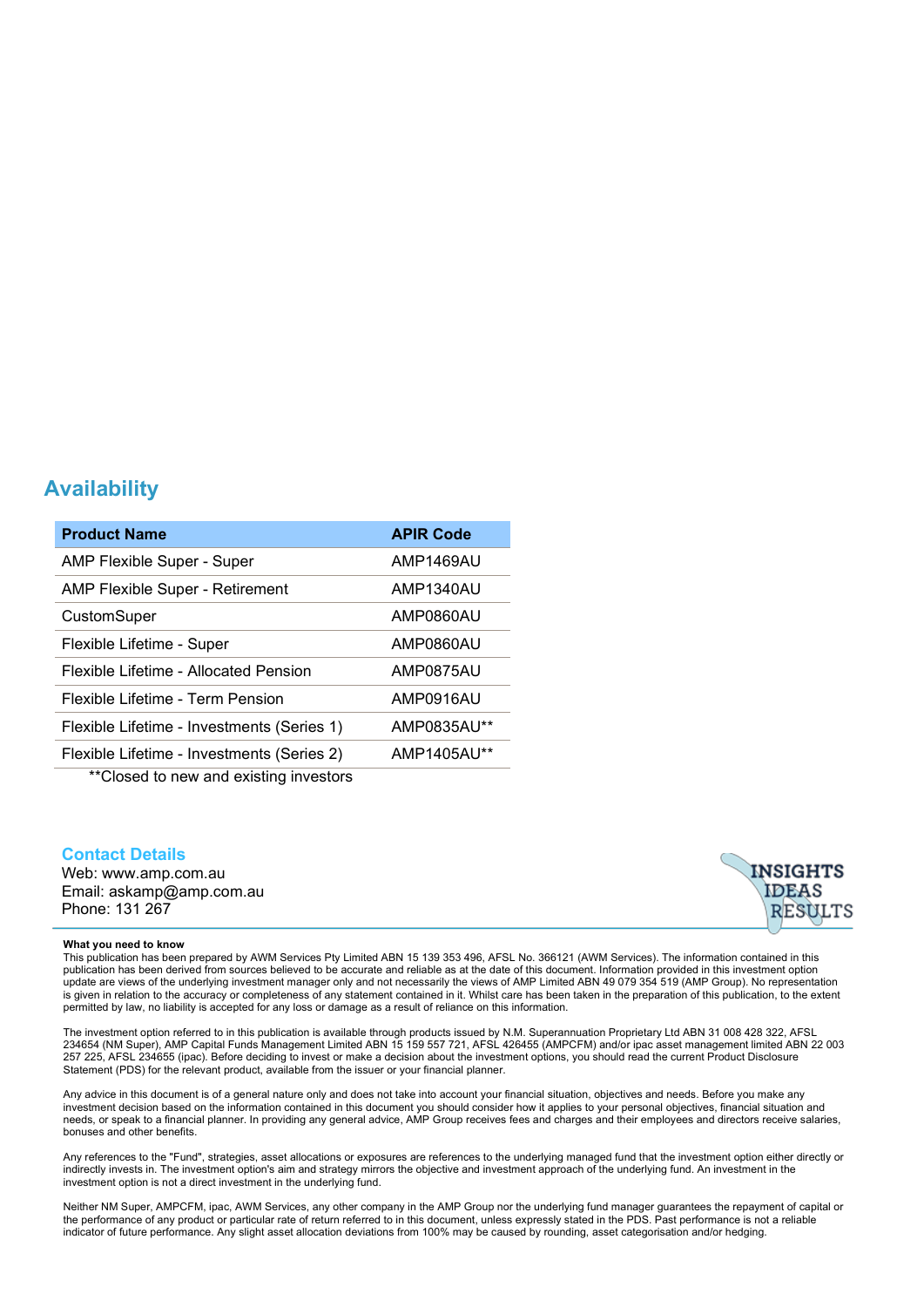## Availability

| Product Name | APIR Code |
|---|---|
| AMP Flexible Super - Super | AMP1469AU |
| AMP Flexible Super - Retirement | AMP1340AU |
| CustomSuper | AMP0860AU |
| Flexible Lifetime - Super | AMP0860AU |
| Flexible Lifetime - Allocated Pension | AMP0875AU |
| Flexible Lifetime - Term Pension | AMP0916AU |
| Flexible Lifetime - Investments (Series 1) | AMP0835AU** |
| Flexible Lifetime - Investments (Series 2) | AMP1405AU** |

**Closed to new and existing investors

### Contact Details

Web: www.amp.com.au
Email: askamp@amp.com.au
Phone: 131 267

INSIGHTS
IDEAS
RESULTS

**What you need to know**

This publication has been prepared by AWM Services Pty Limited ABN 15 139 353 496, AFSL No. 366121 (AWM Services). The information contained in this publication has been derived from sources believed to be accurate and reliable as at the date of this document. Information provided in this investment option update are views of the underlying investment manager only and not necessarily the views of AMP Limited ABN 49 079 354 519 (AMP Group). No representation is given in relation to the accuracy or completeness of any statement contained in it. Whilst care has been taken in the preparation of this publication, to the extent permitted by law, no liability is accepted for any loss or damage as a result of reliance on this information.

The investment option referred to in this publication is available through products issued by N.M. Superannuation Proprietary Ltd ABN 31 008 428 322, AFSL 234654 (NM Super), AMP Capital Funds Management Limited ABN 15 159 557 721, AFSL 426455 (AMPCFM) and/or ipac asset management limited ABN 22 003 257 225, AFSL 234655 (ipac). Before deciding to invest or make a decision about the investment options, you should read the current Product Disclosure Statement (PDS) for the relevant product, available from the issuer or your financial planner.

Any advice in this document is of a general nature only and does not take into account your financial situation, objectives and needs. Before you make any investment decision based on the information contained in this document you should consider how it applies to your personal objectives, financial situation and needs, or speak to a financial planner. In providing any general advice, AMP Group receives fees and charges and their employees and directors receive salaries, bonuses and other benefits.

Any references to the "Fund", strategies, asset allocations or exposures are references to the underlying managed fund that the investment option either directly or indirectly invests in. The investment option's aim and strategy mirrors the objective and investment approach of the underlying fund. An investment in the investment option is not a direct investment in the underlying fund.

Neither NM Super, AMPCFM, ipac, AWM Services, any other company in the AMP Group nor the underlying fund manager guarantees the repayment of capital or the performance of any product or particular rate of return referred to in this document, unless expressly stated in the PDS. Past performance is not a reliable indicator of future performance. Any slight asset allocation deviations from 100% may be caused by rounding, asset categorisation and/or hedging.